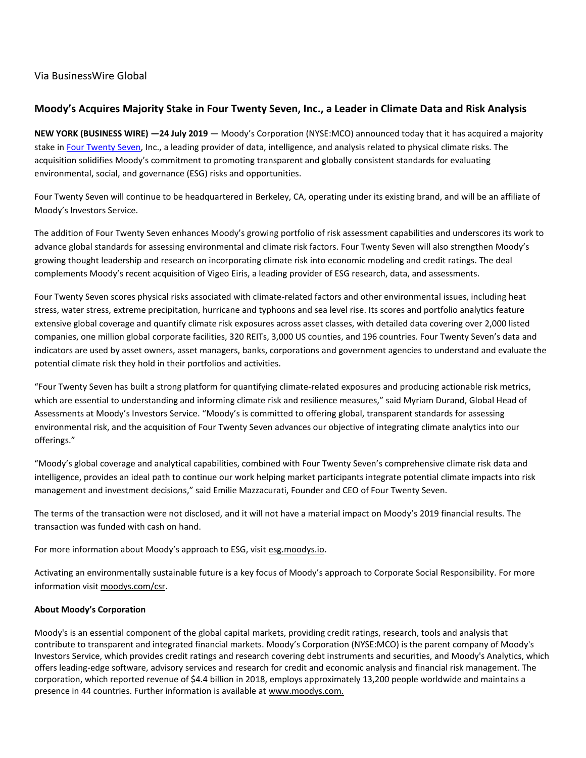Via BusinessWire Global

## Moody's Acquires Majority Stake in Four Twenty Seven, Inc., a Leader in Climate Data and Risk Analysis

**NEW YORK (BUSINESS WIRE) —24 July 2019** — Moody's Corporation (NYSE:MCO) announced today that it has acquired a majority stake in Four Twenty Seven, Inc., a leading provider of data, intelligence, and analysis related to physical climate risks. The acquisition solidifies Moody's commitment to promoting transparent and globally consistent standards for evaluating environmental, social, and governance (ESG) risks and opportunities.

Four Twenty Seven will continue to be headquartered in Berkeley, CA, operating under its existing brand, and will be an affiliate of Moody's Investors Service.

The addition of Four Twenty Seven enhances Moody's growing portfolio of risk assessment capabilities and underscores its work to advance global standards for assessing environmental and climate risk factors. Four Twenty Seven will also strengthen Moody's growing thought leadership and research on incorporating climate risk into economic modeling and credit ratings. The deal complements Moody's recent acquisition of Vigeo Eiris, a leading provider of ESG research, data, and assessments.

Four Twenty Seven scores physical risks associated with climate-related factors and other environmental issues, including heat stress, water stress, extreme precipitation, hurricane and typhoons and sea level rise. Its scores and portfolio analytics feature extensive global coverage and quantify climate risk exposures across asset classes, with detailed data covering over 2,000 listed companies, one million global corporate facilities, 320 REITs, 3,000 US counties, and 196 countries. Four Twenty Seven's data and indicators are used by asset owners, asset managers, banks, corporations and government agencies to understand and evaluate the potential climate risk they hold in their portfolios and activities.

"Four Twenty Seven has built a strong platform for quantifying climate-related exposures and producing actionable risk metrics, which are essential to understanding and informing climate risk and resilience measures," said Myriam Durand, Global Head of Assessments at Moody's Investors Service. "Moody's is committed to offering global, transparent standards for assessing environmental risk, and the acquisition of Four Twenty Seven advances our objective of integrating climate analytics into our offerings."

"Moody's global coverage and analytical capabilities, combined with Four Twenty Seven's comprehensive climate risk data and intelligence, provides an ideal path to continue our work helping market participants integrate potential climate impacts into risk management and investment decisions," said Emilie Mazzacurati, Founder and CEO of Four Twenty Seven.

The terms of the transaction were not disclosed, and it will not have a material impact on Moody's 2019 financial results. The transaction was funded with cash on hand.

For more information about Moody's approach to ESG, visit esg.moodys.io.

Activating an environmentally sustainable future is a key focus of Moody's approach to Corporate Social Responsibility. For more information visit moodys.com/csr.

**About Moody's Corporation**

Moody's is an essential component of the global capital markets, providing credit ratings, research, tools and analysis that contribute to transparent and integrated financial markets. Moody's Corporation (NYSE:MCO) is the parent company of Moody's Investors Service, which provides credit ratings and research covering debt instruments and securities, and Moody's Analytics, which offers leading-edge software, advisory services and research for credit and economic analysis and financial risk management. The corporation, which reported revenue of $4.4 billion in 2018, employs approximately 13,200 people worldwide and maintains a presence in 44 countries. Further information is available at www.moodys.com.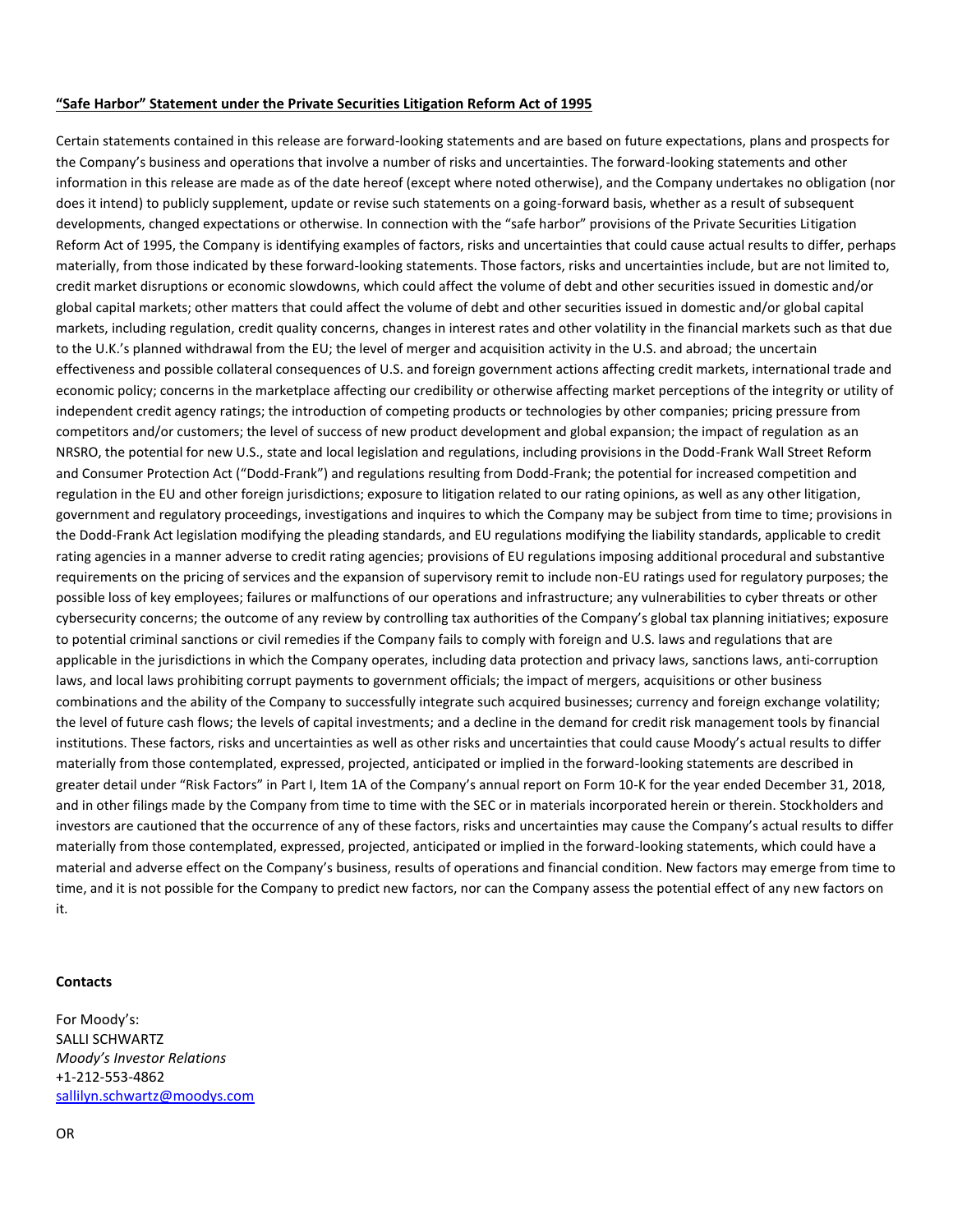**"Safe Harbor" Statement under the Private Securities Litigation Reform Act of 1995**

Certain statements contained in this release are forward-looking statements and are based on future expectations, plans and prospects for the Company's business and operations that involve a number of risks and uncertainties. The forward-looking statements and other information in this release are made as of the date hereof (except where noted otherwise), and the Company undertakes no obligation (nor does it intend) to publicly supplement, update or revise such statements on a going-forward basis, whether as a result of subsequent developments, changed expectations or otherwise. In connection with the "safe harbor" provisions of the Private Securities Litigation Reform Act of 1995, the Company is identifying examples of factors, risks and uncertainties that could cause actual results to differ, perhaps materially, from those indicated by these forward-looking statements. Those factors, risks and uncertainties include, but are not limited to, credit market disruptions or economic slowdowns, which could affect the volume of debt and other securities issued in domestic and/or global capital markets; other matters that could affect the volume of debt and other securities issued in domestic and/or global capital markets, including regulation, credit quality concerns, changes in interest rates and other volatility in the financial markets such as that due to the U.K.'s planned withdrawal from the EU; the level of merger and acquisition activity in the U.S. and abroad; the uncertain effectiveness and possible collateral consequences of U.S. and foreign government actions affecting credit markets, international trade and economic policy; concerns in the marketplace affecting our credibility or otherwise affecting market perceptions of the integrity or utility of independent credit agency ratings; the introduction of competing products or technologies by other companies; pricing pressure from competitors and/or customers; the level of success of new product development and global expansion; the impact of regulation as an NRSRO, the potential for new U.S., state and local legislation and regulations, including provisions in the Dodd-Frank Wall Street Reform and Consumer Protection Act ("Dodd-Frank") and regulations resulting from Dodd-Frank; the potential for increased competition and regulation in the EU and other foreign jurisdictions; exposure to litigation related to our rating opinions, as well as any other litigation, government and regulatory proceedings, investigations and inquires to which the Company may be subject from time to time; provisions in the Dodd-Frank Act legislation modifying the pleading standards, and EU regulations modifying the liability standards, applicable to credit rating agencies in a manner adverse to credit rating agencies; provisions of EU regulations imposing additional procedural and substantive requirements on the pricing of services and the expansion of supervisory remit to include non-EU ratings used for regulatory purposes; the possible loss of key employees; failures or malfunctions of our operations and infrastructure; any vulnerabilities to cyber threats or other cybersecurity concerns; the outcome of any review by controlling tax authorities of the Company's global tax planning initiatives; exposure to potential criminal sanctions or civil remedies if the Company fails to comply with foreign and U.S. laws and regulations that are applicable in the jurisdictions in which the Company operates, including data protection and privacy laws, sanctions laws, anti-corruption laws, and local laws prohibiting corrupt payments to government officials; the impact of mergers, acquisitions or other business combinations and the ability of the Company to successfully integrate such acquired businesses; currency and foreign exchange volatility; the level of future cash flows; the levels of capital investments; and a decline in the demand for credit risk management tools by financial institutions. These factors, risks and uncertainties as well as other risks and uncertainties that could cause Moody's actual results to differ materially from those contemplated, expressed, projected, anticipated or implied in the forward-looking statements are described in greater detail under "Risk Factors" in Part I, Item 1A of the Company's annual report on Form 10-K for the year ended December 31, 2018, and in other filings made by the Company from time to time with the SEC or in materials incorporated herein or therein. Stockholders and investors are cautioned that the occurrence of any of these factors, risks and uncertainties may cause the Company's actual results to differ materially from those contemplated, expressed, projected, anticipated or implied in the forward-looking statements, which could have a material and adverse effect on the Company's business, results of operations and financial condition. New factors may emerge from time to time, and it is not possible for the Company to predict new factors, nor can the Company assess the potential effect of any new factors on it.

**Contacts**

For Moody's:
SALLI SCHWARTZ
*Moody's Investor Relations*
+1-212-553-4862
sallilyn.schwartz@moodys.com

OR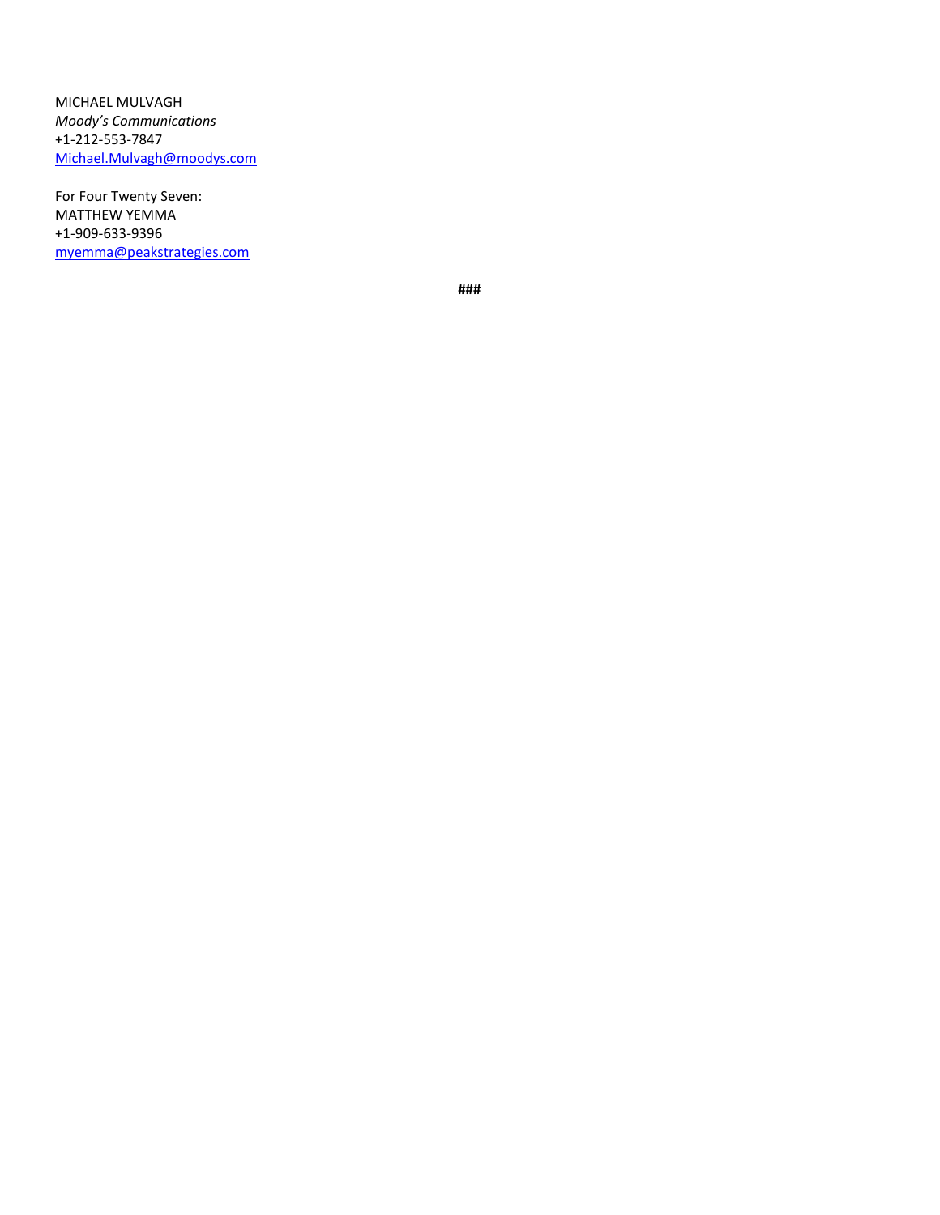MICHAEL MULVAGH
*Moody's Communications*
+1-212-553-7847
Michael.Mulvagh@moodys.com

For Four Twenty Seven:
MATTHEW YEMMA
+1-909-633-9396
myemma@peakstrategies.com

###